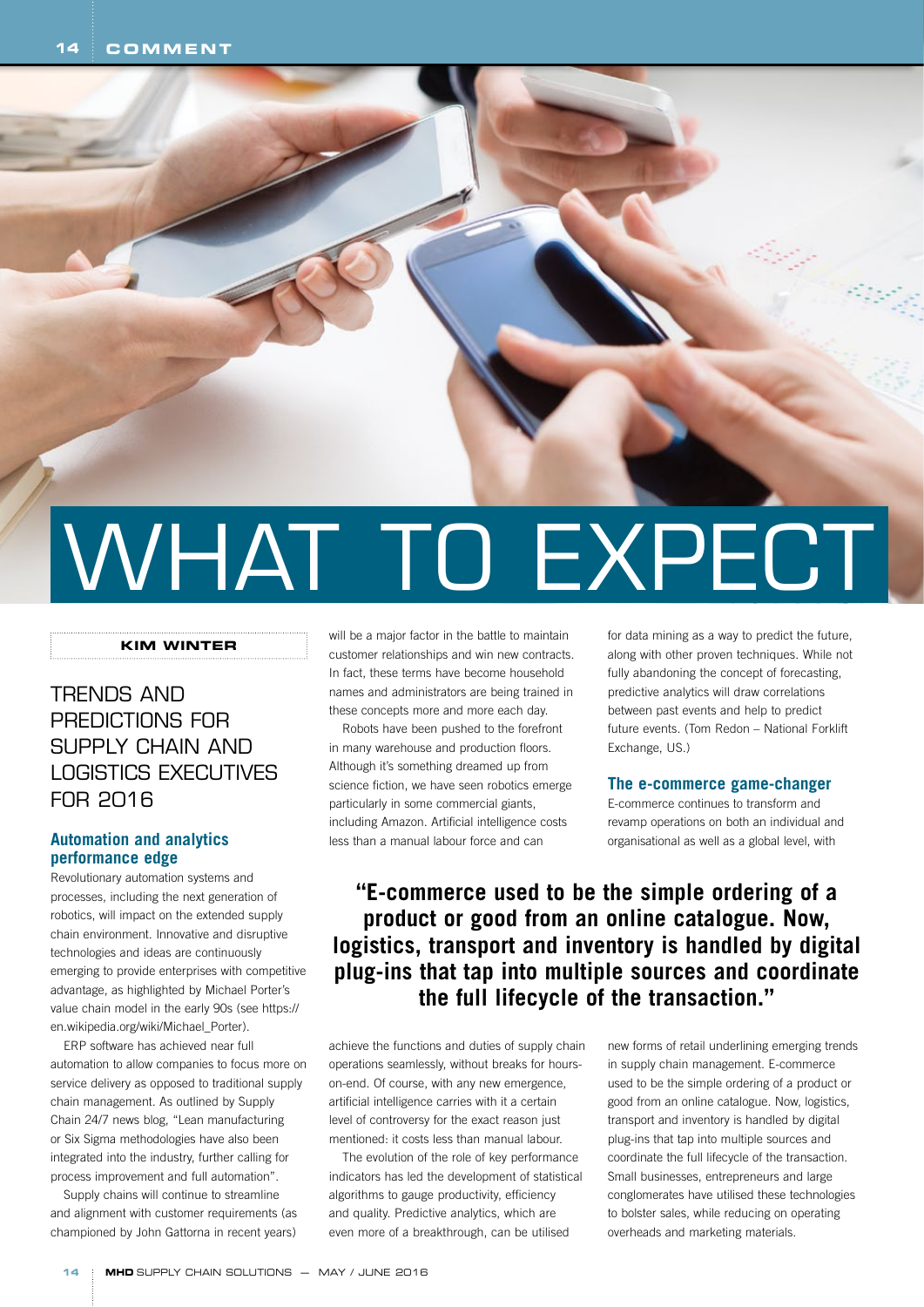# WHAT TO EXPECT

**KIM WINTER**

## TRENDS AND PREDICTIONS FOR SUPPLY CHAIN AND LOGISTICS EXECUTIVES FOR 2016

### Automation and analytics performance edge

Revolutionary automation systems and processes, including the next generation of robotics, will impact on the extended supply chain environment. Innovative and disruptive technologies and ideas are continuously emerging to provide enterprises with competitive advantage, as highlighted by Michael Porter's value chain model in the early 90s (see https://en.wikipedia.org/wiki/Michael_Porter).

ERP software has achieved near full automation to allow companies to focus more on service delivery as opposed to traditional supply chain management. As outlined by Supply Chain 24/7 news blog, "Lean manufacturing or Six Sigma methodologies have also been integrated into the industry, further calling for process improvement and full automation".

Supply chains will continue to streamline and alignment with customer requirements (as championed by John Gattorna in recent years) will be a major factor in the battle to maintain customer relationships and win new contracts. In fact, these terms have become household names and administrators are being trained in these concepts more and more each day.

Robots have been pushed to the forefront in many warehouse and production floors. Although it's something dreamed up from science fiction, we have seen robotics emerge particularly in some commercial giants, including Amazon. Artificial intelligence costs less than a manual labour force and can achieve the functions and duties of supply chain operations seamlessly, without breaks for hours-on-end. Of course, with any new emergence, artificial intelligence carries with it a certain level of controversy for the exact reason just mentioned: it costs less than manual labour.

The evolution of the role of key performance indicators has led the development of statistical algorithms to gauge productivity, efficiency and quality. Predictive analytics, which are even more of a breakthrough, can be utilised for data mining as a way to predict the future, along with other proven techniques. While not fully abandoning the concept of forecasting, predictive analytics will draw correlations between past events and help to predict future events. (Tom Redon – National Forklift Exchange, US.)

### The e-commerce game-changer

E-commerce continues to transform and revamp operations on both an individual and organisational as well as a global level, with new forms of retail underlining emerging trends in supply chain management. E-commerce used to be the simple ordering of a product or good from an online catalogue. Now, logistics, transport and inventory is handled by digital plug-ins that tap into multiple sources and coordinate the full lifecycle of the transaction. Small businesses, entrepreneurs and large conglomerates have utilised these technologies to bolster sales, while reducing on operating overheads and marketing materials.

> **"E-commerce used to be the simple ordering of a product or good from an online catalogue. Now, logistics, transport and inventory is handled by digital plug-ins that tap into multiple sources and coordinate the full lifecycle of the transaction."**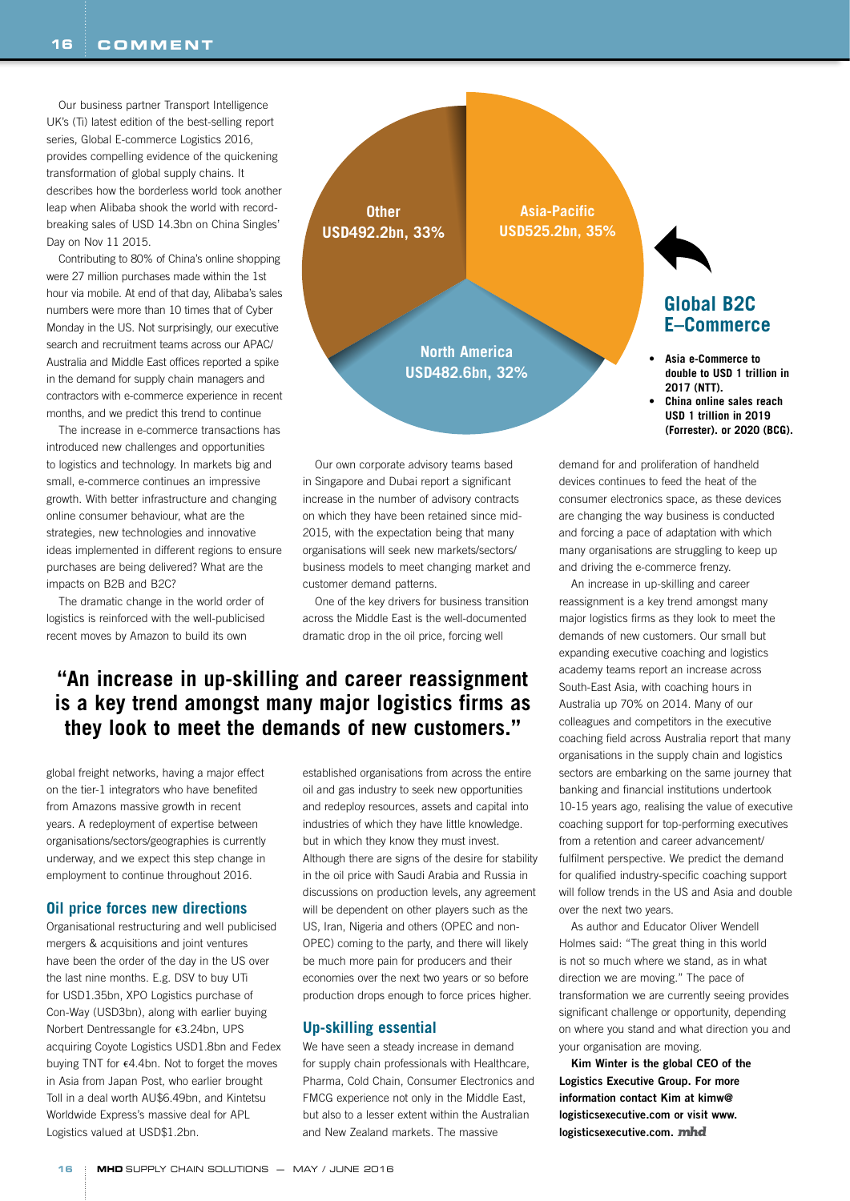Our business partner Transport Intelligence UK's (Ti) latest edition of the best-selling report series, Global E-commerce Logistics 2016, provides compelling evidence of the quickening transformation of global supply chains. It describes how the borderless world took another leap when Alibaba shook the world with record-breaking sales of USD 14.3bn on China Singles' Day on Nov 11 2015.

Contributing to 80% of China's online shopping were 27 million purchases made within the 1st hour via mobile. At end of that day, Alibaba's sales numbers were more than 10 times that of Cyber Monday in the US. Not surprisingly, our executive search and recruitment teams across our APAC/Australia and Middle East offices reported a spike in the demand for supply chain managers and contractors with e-commerce experience in recent months, and we predict this trend to continue

The increase in e-commerce transactions has introduced new challenges and opportunities to logistics and technology. In markets big and small, e-commerce continues an impressive growth. With better infrastructure and changing online consumer behaviour, what are the strategies, new technologies and innovative ideas implemented in different regions to ensure purchases are being delivered? What are the impacts on B2B and B2C?

The dramatic change in the world order of logistics is reinforced with the well-publicised recent moves by Amazon to build its own global freight networks, having a major effect on the tier-1 integrators who have benefited from Amazons massive growth in recent years. A redeployment of expertise between organisations/sectors/geographies is currently underway, and we expect this step change in employment to continue throughout 2016.

Other
USD492.2bn, 33%

Asia-Pacific
USD525.2bn, 35%

North America
USD482.6bn, 32%

## Global B2C E–Commerce

- **Asia e-Commerce to double to USD 1 trillion in 2017 (NTT).**
- **China online sales reach USD 1 trillion in 2019 (Forrester). or 2020 (BCG).**

## Oil price forces new directions

Organisational restructuring and well publicised mergers & acquisitions and joint ventures have been the order of the day in the US over the last nine months. E.g. DSV to buy UTi for USD1.35bn, XPO Logistics purchase of Con-Way (USD3bn), along with earlier buying Norbert Dentressangle for €3.24bn, UPS acquiring Coyote Logistics USD1.8bn and Fedex buying TNT for €4.4bn. Not to forget the moves in Asia from Japan Post, who earlier brought Toll in a deal worth AU$6.49bn, and Kintetsu Worldwide Express's massive deal for APL Logistics valued at USD$1.2bn.

Our own corporate advisory teams based in Singapore and Dubai report a significant increase in the number of advisory contracts on which they have been retained since mid-2015, with the expectation being that many organisations will seek new markets/sectors/business models to meet changing market and customer demand patterns.

One of the key drivers for business transition across the Middle East is the well-documented dramatic drop in the oil price, forcing well established organisations from across the entire oil and gas industry to seek new opportunities and redeploy resources, assets and capital into industries of which they have little knowledge. but in which they know they must invest. Although there are signs of the desire for stability in the oil price with Saudi Arabia and Russia in discussions on production levels, any agreement will be dependent on other players such as the US, Iran, Nigeria and others (OPEC and non-OPEC) coming to the party, and there will likely be much more pain for producers and their economies over the next two years or so before production drops enough to force prices higher.

**"An increase in up-skilling and career reassignment is a key trend amongst many major logistics firms as they look to meet the demands of new customers."**

## Up-skilling essential

We have seen a steady increase in demand for supply chain professionals with Healthcare, Pharma, Cold Chain, Consumer Electronics and FMCG experience not only in the Middle East, but also to a lesser extent within the Australian and New Zealand markets. The massive demand for and proliferation of handheld devices continues to feed the heat of the consumer electronics space, as these devices are changing the way business is conducted and forcing a pace of adaptation with which many organisations are struggling to keep up and driving the e-commerce frenzy.

An increase in up-skilling and career reassignment is a key trend amongst many major logistics firms as they look to meet the demands of new customers. Our small but expanding executive coaching and logistics academy teams report an increase across South-East Asia, with coaching hours in Australia up 70% on 2014. Many of our colleagues and competitors in the executive coaching field across Australia report that many organisations in the supply chain and logistics sectors are embarking on the same journey that banking and financial institutions undertook 10-15 years ago, realising the value of executive coaching support for top-performing executives from a retention and career advancement/fulfilment perspective. We predict the demand for qualified industry-specific coaching support will follow trends in the US and Asia and double over the next two years.

As author and Educator Oliver Wendell Holmes said: "The great thing in this world is not so much where we stand, as in what direction we are moving." The pace of transformation we are currently seeing provides significant challenge or opportunity, depending on where you stand and what direction you and your organisation are moving.

**Kim Winter is the global CEO of the Logistics Executive Group. For more information contact Kim at kimw@logisticsexecutive.com or visit www.logisticsexecutive.com.**